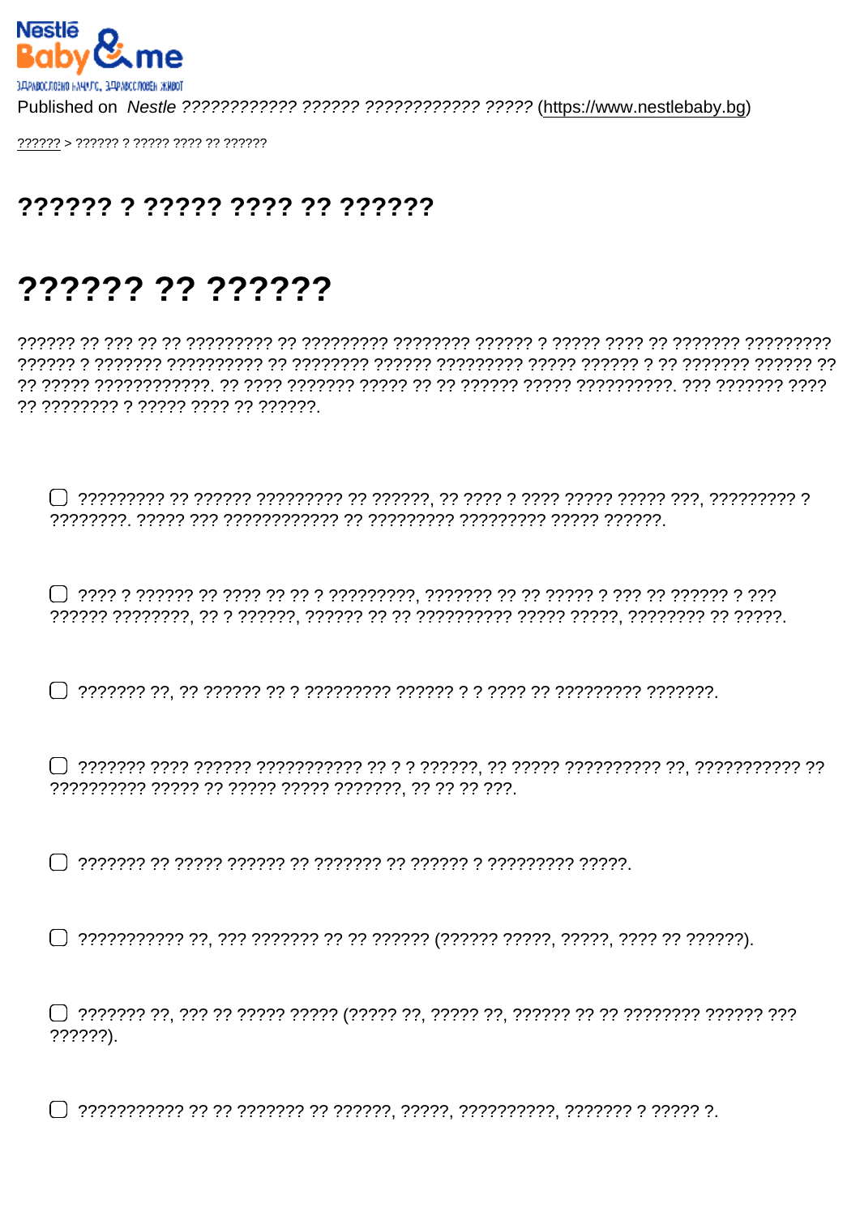Nestlé Baby & me

ЗДРАВОСЛОВНО НАЧАЛО, ЗДРАВОСЛОВЕН ЖИВОТ

Published on *Nestle ???????????? ?????? ???????????? ?????* (https://www.nestlebaby.bg)

?????? > ?????? ? ????? ???? ?? ??????

# ?????? ? ????? ???? ?? ??????

# ?????? ?? ??????

?????? ?? ??? ?? ?? ????????? ?? ????????? ???????? ?????? ? ????? ???? ?? ??????? ????????? ?????? ? ??????? ?????????? ?? ???????? ?????? ????????? ????? ?????? ? ?? ??????? ?????? ?? ?? ????? ????????????. ?? ???? ??????? ????? ?? ?? ?????? ????? ??????????. ??? ??????? ???? ?? ???????? ? ????? ???? ?? ??????.

- ☐ ????????? ?? ?????? ????????? ?? ??????, ?? ???? ? ???? ????? ????? ???, ????????? ? ????????. ????? ??? ???????????? ?? ????????? ????????? ????? ??????.
- ☐ ???? ? ?????? ?? ???? ?? ?? ? ?????????, ??????? ?? ?? ????? ? ??? ?? ?????? ? ??? ?????? ????????, ?? ? ??????, ?????? ?? ?? ?????????? ????? ?????, ???????? ?? ?????.
- ☐ ??????? ??, ?? ?????? ?? ? ????????? ?????? ? ? ???? ?? ????????? ???????.
- ☐ ??????? ???? ?????? ??????????? ?? ? ? ??????, ?? ????? ?????????? ??, ??????????? ?? ?????????? ????? ?? ????? ????? ???????, ?? ?? ?? ???.
- ☐ ??????? ?? ????? ?????? ?? ??????? ?? ?????? ? ????????? ?????.
- ☐ ??????????? ??, ??? ??????? ?? ?? ?????? (?????? ?????, ?????, ???? ?? ??????).
- ☐ ??????? ??, ??? ?? ????? ????? (????? ??, ????? ??, ?????? ?? ?? ???????? ?????? ??? ??????).
- ☐ ??????????? ?? ?? ??????? ?? ??????, ?????, ??????????, ??????? ? ????? ?.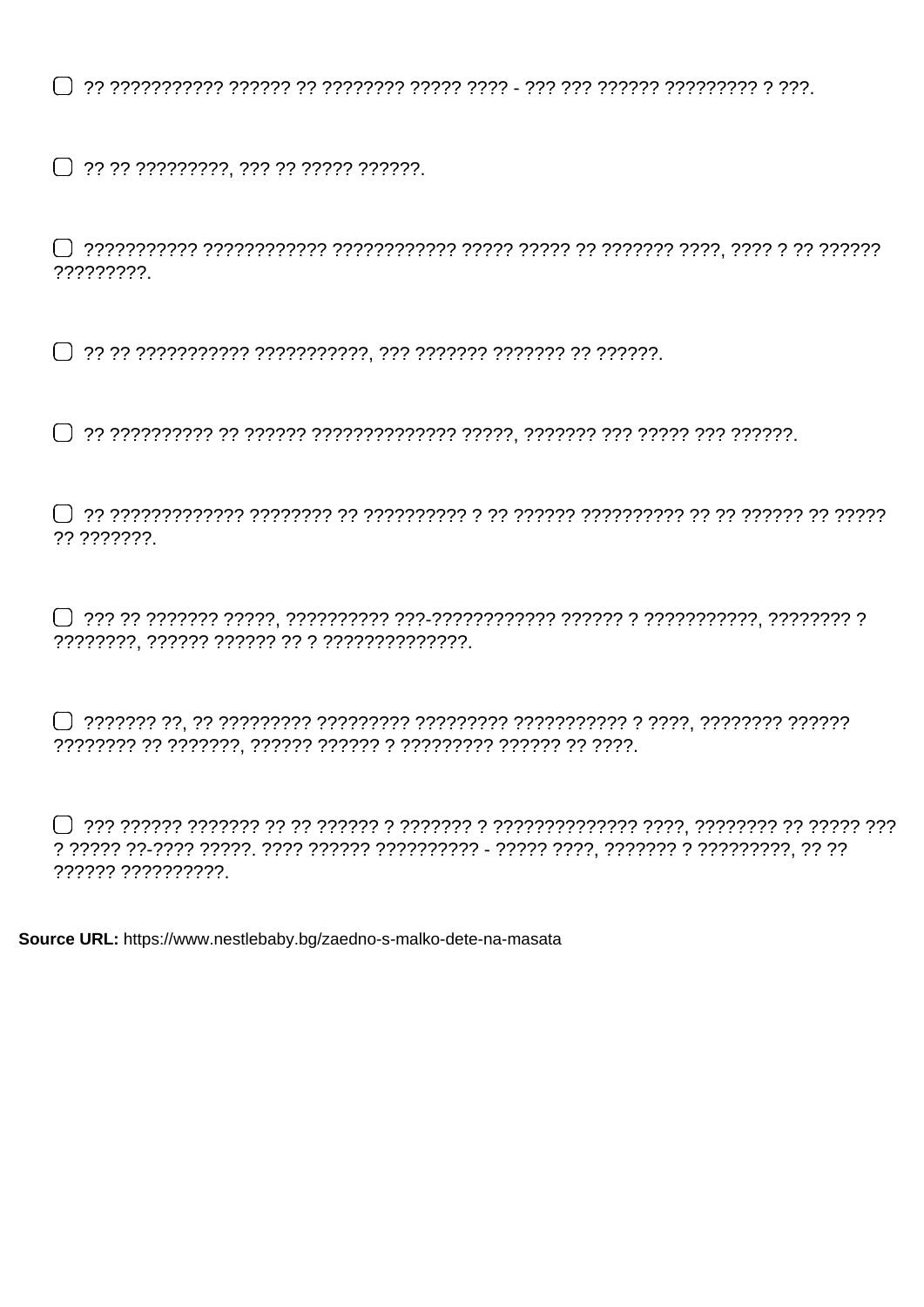- [ ] ?? ??????????? ?????? ?? ???????? ????? ???? - ??? ??? ?????? ????????? ? ???.

- [ ] ?? ?? ?????????, ??? ?? ????? ??????.

- [ ] ??????????? ???????????? ???????????? ????? ????? ?? ??????? ????, ???? ? ?? ?????? ?????????.

- [ ] ?? ?? ??????????? ???????????, ??? ??????? ??????? ?? ??????.

- [ ] ?? ?????????? ?? ?????? ?????????????? ??????, ??????? ??? ????? ??? ??????.

- [ ] ?? ????????????? ???????? ?? ?????????? ? ?? ?????? ?????????? ?? ?? ?????? ?? ????? ?? ???????.

- [ ] ??? ?? ??????? ?????, ?????????? ???-???????????? ?????? ? ???????????, ???????? ? ????????, ?????? ?????? ?? ? ??????????????.

- [ ] ??????? ??, ?? ????????? ????????? ????????? ??????????? ? ????, ???????? ?????? ???????? ?? ???????, ?????? ?????? ? ????????? ?????? ?? ????.

- [ ] ??? ?????? ??????? ?? ?? ?????? ? ??????? ? ?????????????? ????, ???????? ?? ????? ??? ? ????? ??-???? ?????. ???? ?????? ?????????? - ????? ????, ??????? ? ?????????, ?? ?? ?????? ??????????.

**Source URL:** https://www.nestlebaby.bg/zaedno-s-malko-dete-na-masata